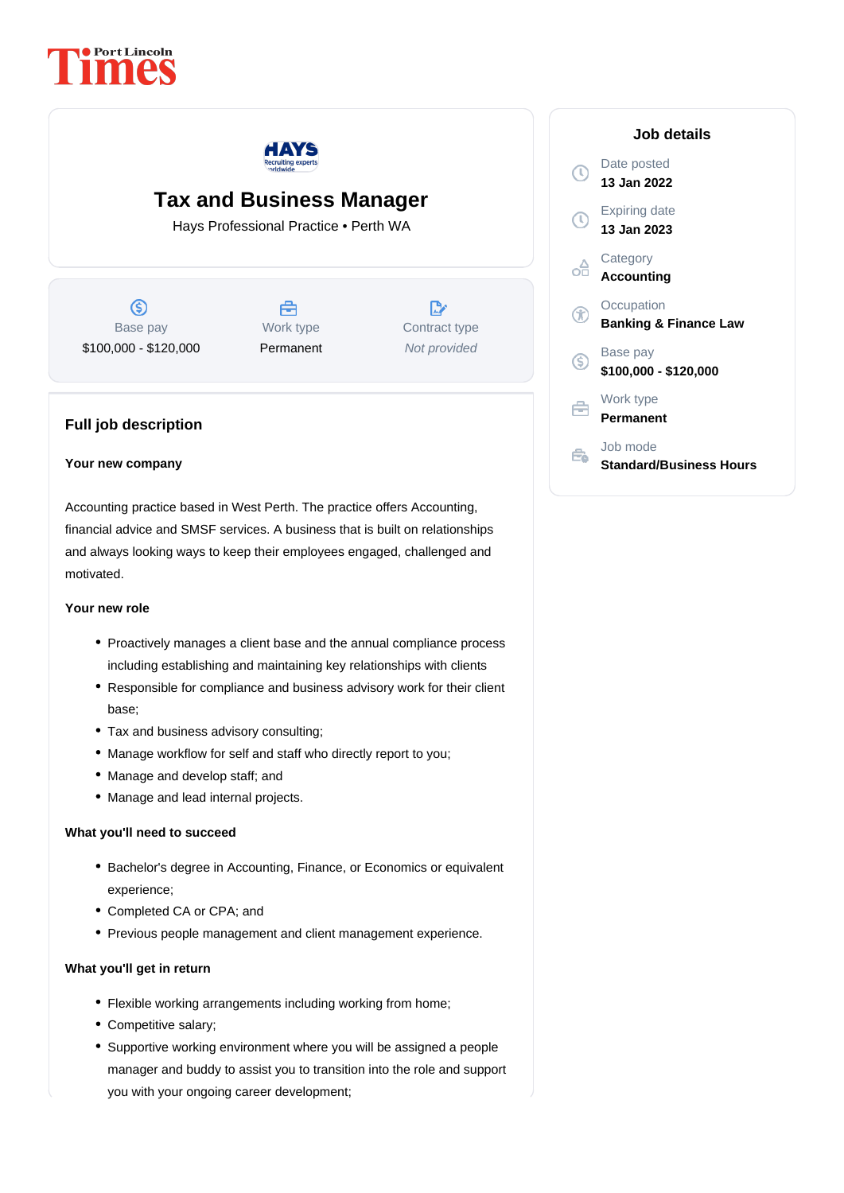Port Lincoln Times

# Tax and Business Manager

Hays Professional Practice • Perth WA

| Base pay | Work type | Contract type |
| --- | --- | --- |
| $100,000 - $120,000 | Permanent | *Not provided* |

## Job details

Date posted
**13 Jan 2022**

Expiring date
**13 Jan 2023**

Category
**Accounting**

Occupation
**Banking & Finance Law**

Base pay
**$100,000 - $120,000**

Work type
**Permanent**

Job mode
**Standard/Business Hours**

## Full job description

**Your new company**

Accounting practice based in West Perth. The practice offers Accounting, financial advice and SMSF services. A business that is built on relationships and always looking ways to keep their employees engaged, challenged and motivated.

**Your new role**

- Proactively manages a client base and the annual compliance process including establishing and maintaining key relationships with clients
- Responsible for compliance and business advisory work for their client base;
- Tax and business advisory consulting;
- Manage workflow for self and staff who directly report to you;
- Manage and develop staff; and
- Manage and lead internal projects.

**What you'll need to succeed**

- Bachelor's degree in Accounting, Finance, or Economics or equivalent experience;
- Completed CA or CPA; and
- Previous people management and client management experience.

**What you'll get in return**

- Flexible working arrangements including working from home;
- Competitive salary;
- Supportive working environment where you will be assigned a people manager and buddy to assist you to transition into the role and support you with your ongoing career development;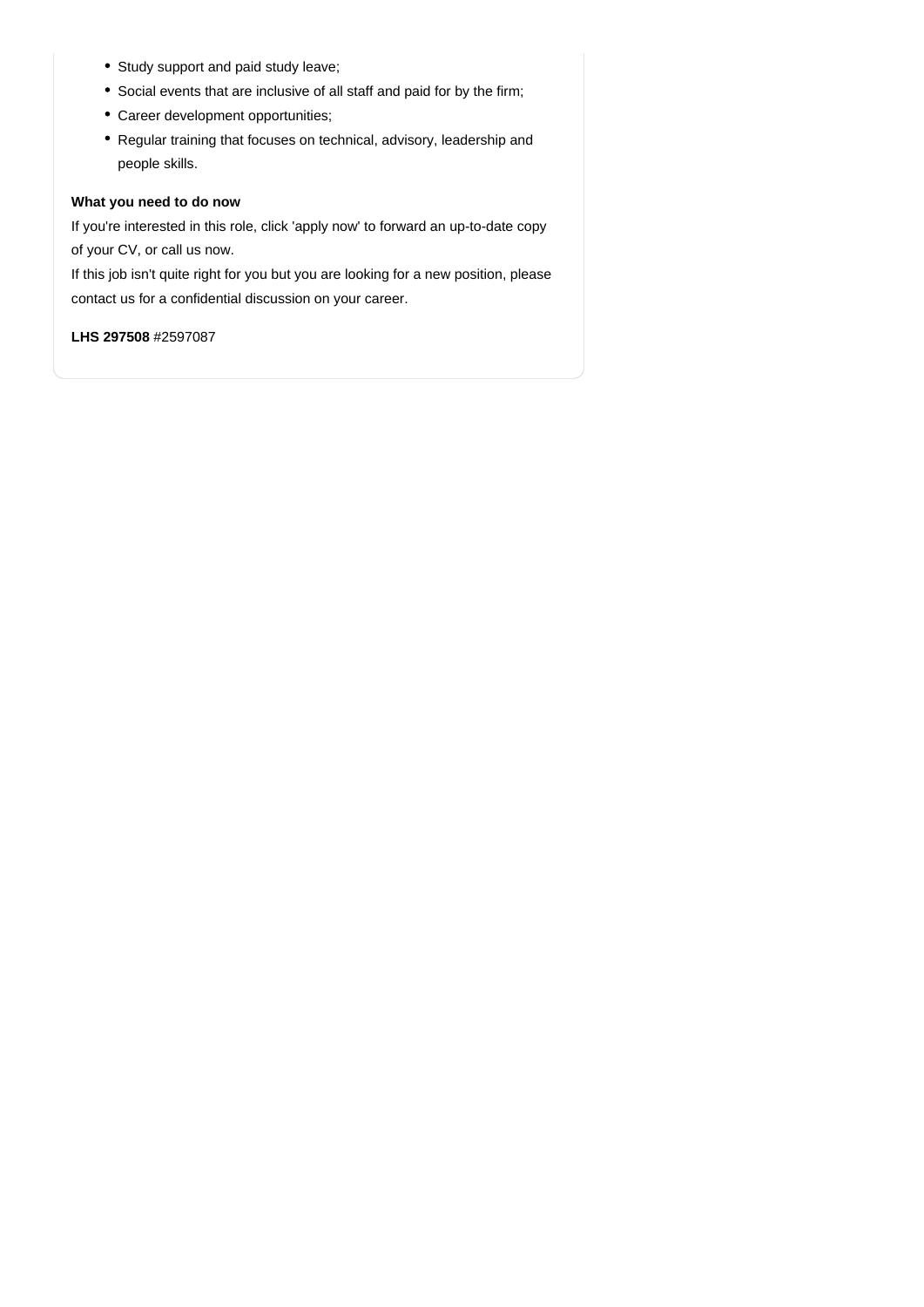- Study support and paid study leave;
- Social events that are inclusive of all staff and paid for by the firm;
- Career development opportunities;
- Regular training that focuses on technical, advisory, leadership and people skills.

**What you need to do now**

If you're interested in this role, click 'apply now' to forward an up-to-date copy of your CV, or call us now.

If this job isn't quite right for you but you are looking for a new position, please contact us for a confidential discussion on your career.

**LHS 297508** #2597087